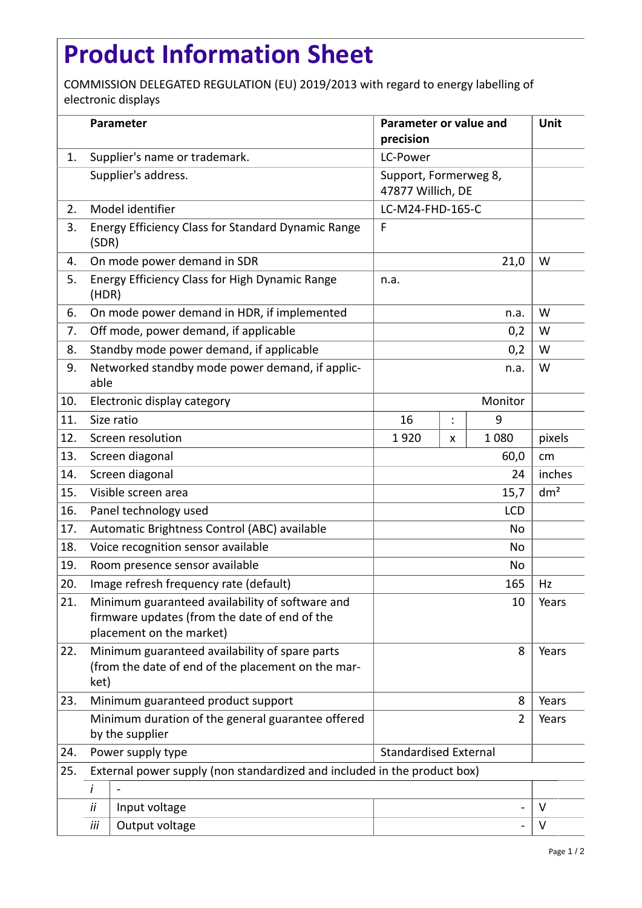# Product Information Sheet

COMMISSION DELEGATED REGULATION (EU) 2019/2013 with regard to energy labelling of electronic displays

| | Parameter | Parameter or value and precision | | | Unit |
|---|---|---|---|---|---|
| 1. | Supplier's name or trademark. | LC-Power | | | |
| | Supplier's address. | Support, Formerweg 8, 47877 Willich, DE | | | |
| 2. | Model identifier | LC-M24-FHD-165-C | | | |
| 3. | Energy Efficiency Class for Standard Dynamic Range (SDR) | F | | | |
| 4. | On mode power demand in SDR | 21,0 | | | W |
| 5. | Energy Efficiency Class for High Dynamic Range (HDR) | n.a. | | | |
| 6. | On mode power demand in HDR, if implemented | n.a. | | | W |
| 7. | Off mode, power demand, if applicable | 0,2 | | | W |
| 8. | Standby mode power demand, if applicable | 0,2 | | | W |
| 9. | Networked standby mode power demand, if applicable | n.a. | | | W |
| 10. | Electronic display category | Monitor | | | |
| 11. | Size ratio | 16 | : | 9 | |
| 12. | Screen resolution | 1 920 | x | 1 080 | pixels |
| 13. | Screen diagonal | 60,0 | | | cm |
| 14. | Screen diagonal | 24 | | | inches |
| 15. | Visible screen area | 15,7 | | | dm² |
| 16. | Panel technology used | LCD | | | |
| 17. | Automatic Brightness Control (ABC) available | No | | | |
| 18. | Voice recognition sensor available | No | | | |
| 19. | Room presence sensor available | No | | | |
| 20. | Image refresh frequency rate (default) | 165 | | | Hz |
| 21. | Minimum guaranteed availability of software and firmware updates (from the date of end of the placement on the market) | 10 | | | Years |
| 22. | Minimum guaranteed availability of spare parts (from the date of end of the placement on the market) | 8 | | | Years |
| 23. | Minimum guaranteed product support | 8 | | | Years |
| | Minimum duration of the general guarantee offered by the supplier | 2 | | | Years |
| 24. | Power supply type | Standardised External | | | |
| 25. | External power supply (non standardized and included in the product box) | | | | |
| | *i* - | | | | |
| | *ii* Input voltage | - | | | V |
| | *iii* Output voltage | - | | | V |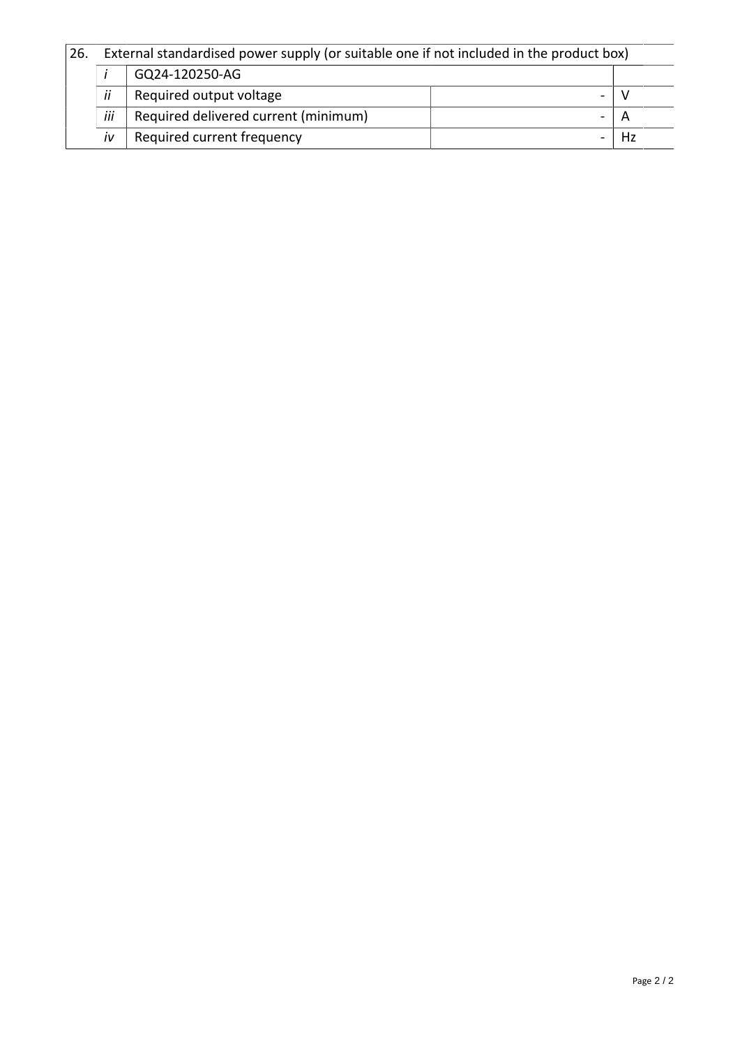| | | | | |
|---|---|---|---|---|
| 26. | External standardised power supply (or suitable one if not included in the product box) | | | |
| | *i* | GQ24-120250-AG | | |
| | *ii* | Required output voltage | - | V |
| | *iii* | Required delivered current (minimum) | - | A |
| | *iv* | Required current frequency | - | Hz |